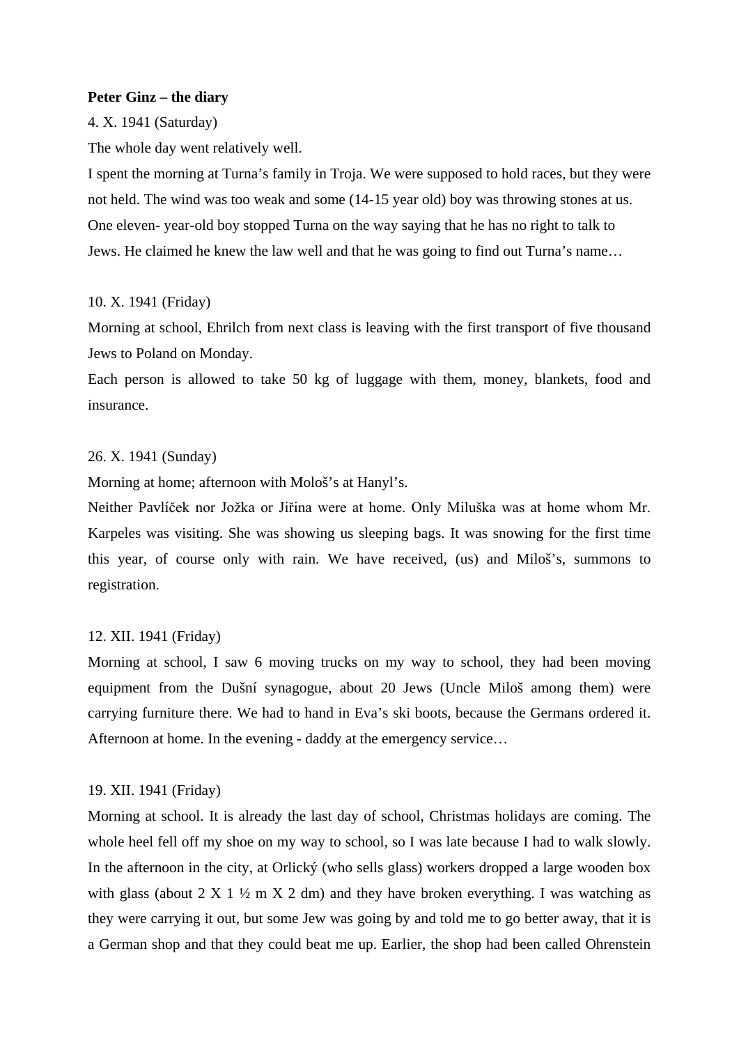**Peter Ginz – the diary**

4. X. 1941 (Saturday)

The whole day went relatively well.

I spent the morning at Turna's family in Troja. We were supposed to hold races, but they were not held. The wind was too weak and some (14-15 year old) boy was throwing stones at us. One eleven- year-old boy stopped Turna on the way saying that he has no right to talk to Jews. He claimed he knew the law well and that he was going to find out Turna's name…

10. X. 1941 (Friday)

Morning at school, Ehrilch from next class is leaving with the first transport of five thousand Jews to Poland on Monday.

Each person is allowed to take 50 kg of luggage with them, money, blankets, food and insurance.

26. X. 1941 (Sunday)

Morning at home; afternoon with Mološ's at Hanyl's.

Neither Pavlíček nor Jožka or Jiřina were at home. Only Miluška was at home whom Mr. Karpeles was visiting. She was showing us sleeping bags. It was snowing for the first time this year, of course only with rain. We have received, (us) and Miloš's, summons to registration.

12. XII. 1941 (Friday)

Morning at school, I saw 6 moving trucks on my way to school, they had been moving equipment from the Dušní synagogue, about 20 Jews (Uncle Miloš among them) were carrying furniture there. We had to hand in Eva's ski boots, because the Germans ordered it. Afternoon at home. In the evening - daddy at the emergency service…

19. XII. 1941 (Friday)

Morning at school. It is already the last day of school, Christmas holidays are coming. The whole heel fell off my shoe on my way to school, so I was late because I had to walk slowly. In the afternoon in the city, at Orlický (who sells glass) workers dropped a large wooden box with glass (about 2 X 1 ½ m X 2 dm) and they have broken everything. I was watching as they were carrying it out, but some Jew was going by and told me to go better away, that it is a German shop and that they could beat me up. Earlier, the shop had been called Ohrenstein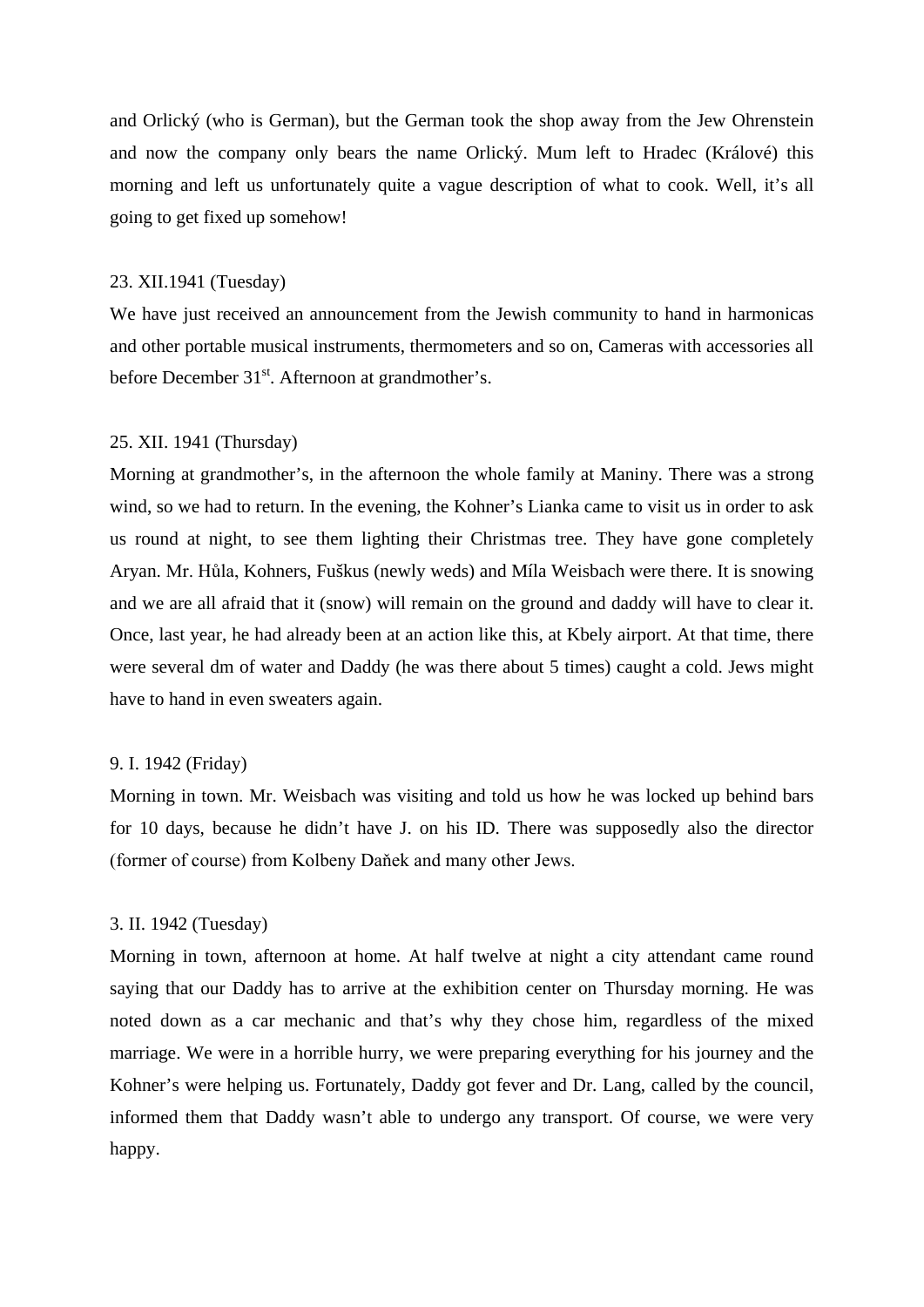and Orlický (who is German), but the German took the shop away from the Jew Ohrenstein and now the company only bears the name Orlický. Mum left to Hradec (Králové) this morning and left us unfortunately quite a vague description of what to cook. Well, it's all going to get fixed up somehow!

23. XII.1941 (Tuesday)

We have just received an announcement from the Jewish community to hand in harmonicas and other portable musical instruments, thermometers and so on, Cameras with accessories all before December 31st. Afternoon at grandmother's.

25. XII. 1941 (Thursday)

Morning at grandmother's, in the afternoon the whole family at Maniny. There was a strong wind, so we had to return. In the evening, the Kohner's Lianka came to visit us in order to ask us round at night, to see them lighting their Christmas tree. They have gone completely Aryan. Mr. Hůla, Kohners, Fuškus (newly weds) and Míla Weisbach were there. It is snowing and we are all afraid that it (snow) will remain on the ground and daddy will have to clear it. Once, last year, he had already been at an action like this, at Kbely airport. At that time, there were several dm of water and Daddy (he was there about 5 times) caught a cold. Jews might have to hand in even sweaters again.

9. I. 1942 (Friday)

Morning in town. Mr. Weisbach was visiting and told us how he was locked up behind bars for 10 days, because he didn't have J. on his ID. There was supposedly also the director (former of course) from Kolbeny Daňek and many other Jews.

3. II. 1942 (Tuesday)

Morning in town, afternoon at home. At half twelve at night a city attendant came round saying that our Daddy has to arrive at the exhibition center on Thursday morning. He was noted down as a car mechanic and that's why they chose him, regardless of the mixed marriage. We were in a horrible hurry, we were preparing everything for his journey and the Kohner's were helping us. Fortunately, Daddy got fever and Dr. Lang, called by the council, informed them that Daddy wasn't able to undergo any transport. Of course, we were very happy.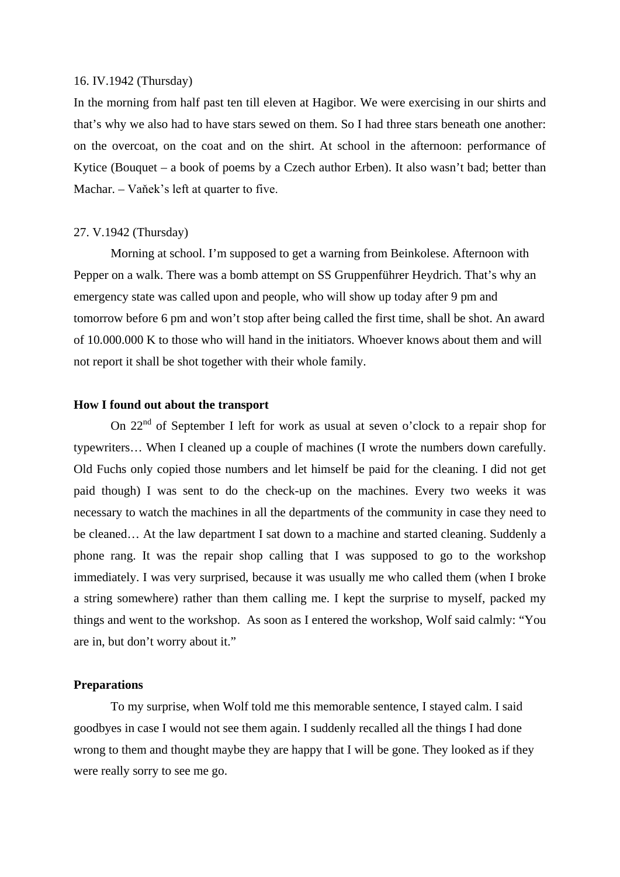16. IV.1942 (Thursday)

In the morning from half past ten till eleven at Hagibor. We were exercising in our shirts and that's why we also had to have stars sewed on them. So I had three stars beneath one another: on the overcoat, on the coat and on the shirt. At school in the afternoon: performance of Kytice (Bouquet – a book of poems by a Czech author Erben). It also wasn't bad; better than Machar. – Vaňek's left at quarter to five.

27. V.1942 (Thursday)

Morning at school. I'm supposed to get a warning from Beinkolese. Afternoon with Pepper on a walk. There was a bomb attempt on SS Gruppenführer Heydrich. That's why an emergency state was called upon and people, who will show up today after 9 pm and tomorrow before 6 pm and won't stop after being called the first time, shall be shot. An award of 10.000.000 K to those who will hand in the initiators. Whoever knows about them and will not report it shall be shot together with their whole family.

**How I found out about the transport**

On 22nd of September I left for work as usual at seven o'clock to a repair shop for typewriters… When I cleaned up a couple of machines (I wrote the numbers down carefully. Old Fuchs only copied those numbers and let himself be paid for the cleaning. I did not get paid though) I was sent to do the check-up on the machines. Every two weeks it was necessary to watch the machines in all the departments of the community in case they need to be cleaned… At the law department I sat down to a machine and started cleaning. Suddenly a phone rang. It was the repair shop calling that I was supposed to go to the workshop immediately. I was very surprised, because it was usually me who called them (when I broke a string somewhere) rather than them calling me. I kept the surprise to myself, packed my things and went to the workshop. As soon as I entered the workshop, Wolf said calmly: "You are in, but don't worry about it."

**Preparations**

To my surprise, when Wolf told me this memorable sentence, I stayed calm. I said goodbyes in case I would not see them again. I suddenly recalled all the things I had done wrong to them and thought maybe they are happy that I will be gone. They looked as if they were really sorry to see me go.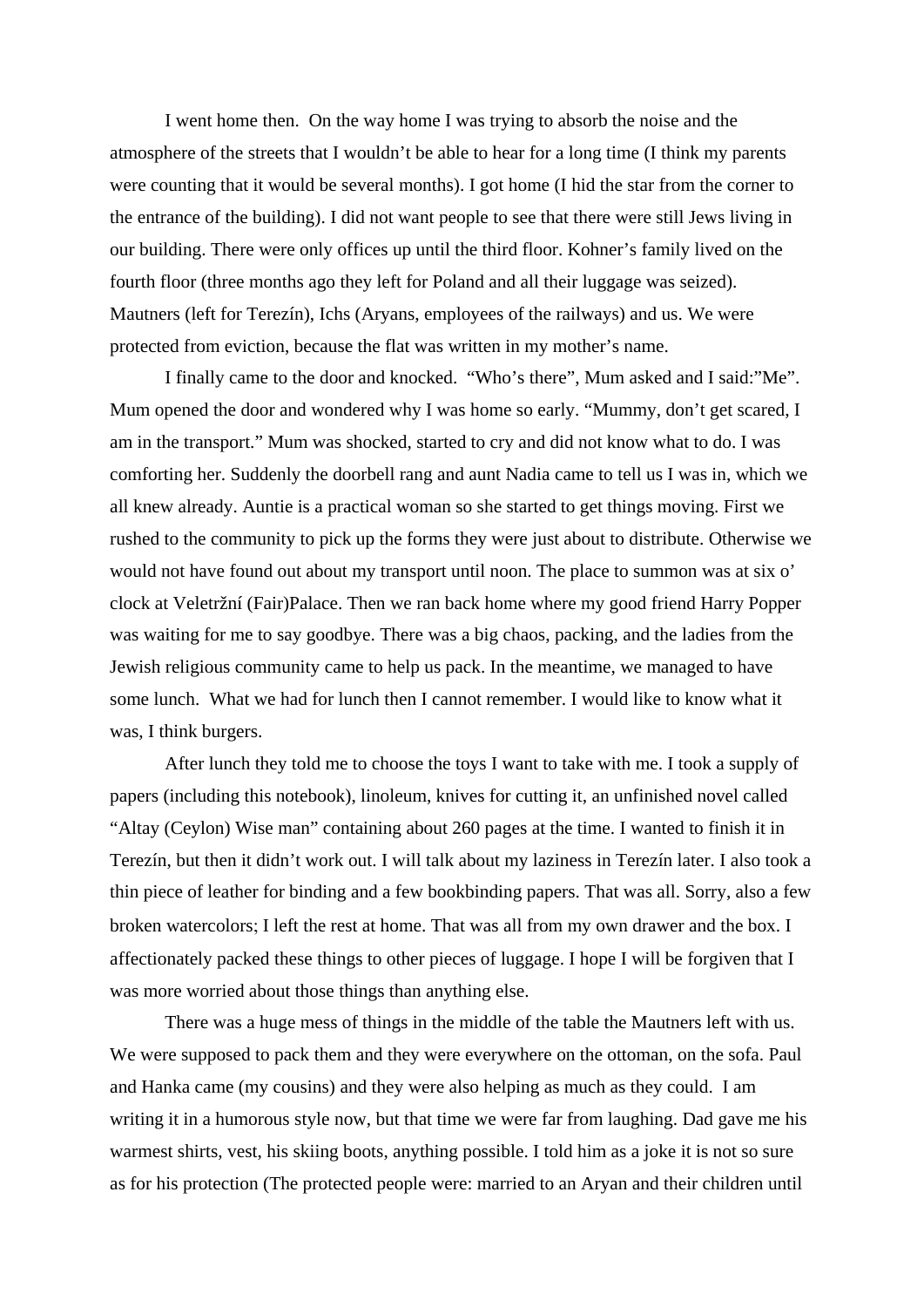I went home then. On the way home I was trying to absorb the noise and the atmosphere of the streets that I wouldn't be able to hear for a long time (I think my parents were counting that it would be several months). I got home (I hid the star from the corner to the entrance of the building). I did not want people to see that there were still Jews living in our building. There were only offices up until the third floor. Kohner's family lived on the fourth floor (three months ago they left for Poland and all their luggage was seized). Mautners (left for Terezín), Ichs (Aryans, employees of the railways) and us. We were protected from eviction, because the flat was written in my mother's name.

I finally came to the door and knocked. "Who's there", Mum asked and I said:"Me". Mum opened the door and wondered why I was home so early. "Mummy, don't get scared, I am in the transport." Mum was shocked, started to cry and did not know what to do. I was comforting her. Suddenly the doorbell rang and aunt Nadia came to tell us I was in, which we all knew already. Auntie is a practical woman so she started to get things moving. First we rushed to the community to pick up the forms they were just about to distribute. Otherwise we would not have found out about my transport until noon. The place to summon was at six o' clock at Veletržní (Fair)Palace. Then we ran back home where my good friend Harry Popper was waiting for me to say goodbye. There was a big chaos, packing, and the ladies from the Jewish religious community came to help us pack. In the meantime, we managed to have some lunch. What we had for lunch then I cannot remember. I would like to know what it was, I think burgers.

After lunch they told me to choose the toys I want to take with me. I took a supply of papers (including this notebook), linoleum, knives for cutting it, an unfinished novel called "Altay (Ceylon) Wise man" containing about 260 pages at the time. I wanted to finish it in Terezín, but then it didn't work out. I will talk about my laziness in Terezín later. I also took a thin piece of leather for binding and a few bookbinding papers. That was all. Sorry, also a few broken watercolors; I left the rest at home. That was all from my own drawer and the box. I affectionately packed these things to other pieces of luggage. I hope I will be forgiven that I was more worried about those things than anything else.

There was a huge mess of things in the middle of the table the Mautners left with us. We were supposed to pack them and they were everywhere on the ottoman, on the sofa. Paul and Hanka came (my cousins) and they were also helping as much as they could. I am writing it in a humorous style now, but that time we were far from laughing. Dad gave me his warmest shirts, vest, his skiing boots, anything possible. I told him as a joke it is not so sure as for his protection (The protected people were: married to an Aryan and their children until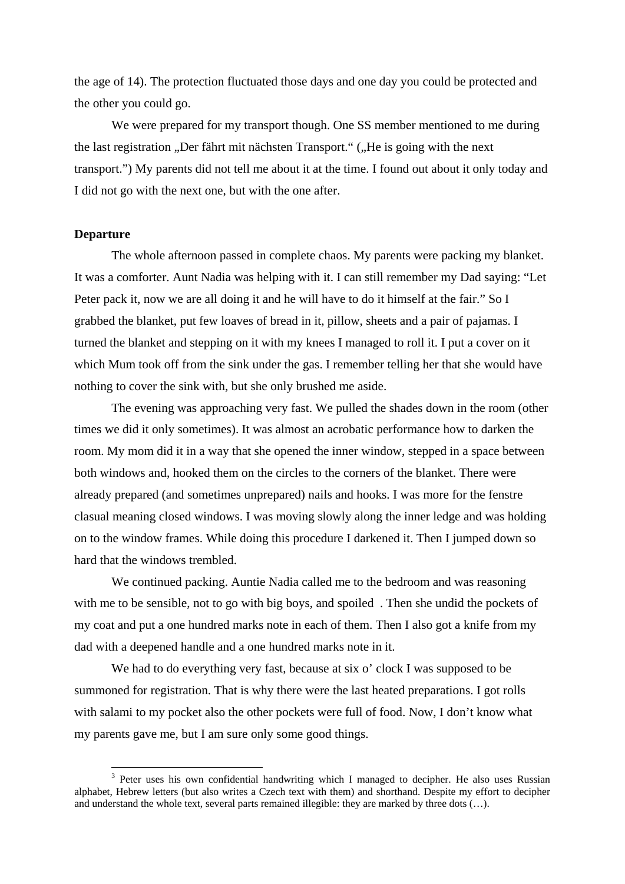the age of 14). The protection fluctuated those days and one day you could be protected and the other you could go.

We were prepared for my transport though. One SS member mentioned to me during the last registration „Der fährt mit nächsten Transport." („He is going with the next transport.") My parents did not tell me about it at the time. I found out about it only today and I did not go with the next one, but with the one after.

**Departure**

The whole afternoon passed in complete chaos. My parents were packing my blanket. It was a comforter. Aunt Nadia was helping with it. I can still remember my Dad saying: "Let Peter pack it, now we are all doing it and he will have to do it himself at the fair." So I grabbed the blanket, put few loaves of bread in it, pillow, sheets and a pair of pajamas. I turned the blanket and stepping on it with my knees I managed to roll it. I put a cover on it which Mum took off from the sink under the gas. I remember telling her that she would have nothing to cover the sink with, but she only brushed me aside.

The evening was approaching very fast. We pulled the shades down in the room (other times we did it only sometimes). It was almost an acrobatic performance how to darken the room. My mom did it in a way that she opened the inner window, stepped in a space between both windows and, hooked them on the circles to the corners of the blanket. There were already prepared (and sometimes unprepared) nails and hooks. I was more for the fenstre clasual meaning closed windows. I was moving slowly along the inner ledge and was holding on to the window frames. While doing this procedure I darkened it. Then I jumped down so hard that the windows trembled.

We continued packing. Auntie Nadia called me to the bedroom and was reasoning with me to be sensible, not to go with big boys, and spoiled . Then she undid the pockets of my coat and put a one hundred marks note in each of them. Then I also got a knife from my dad with a deepened handle and a one hundred marks note in it.

We had to do everything very fast, because at six o' clock I was supposed to be summoned for registration. That is why there were the last heated preparations. I got rolls with salami to my pocket also the other pockets were full of food. Now, I don't know what my parents gave me, but I am sure only some good things.

---

[3] Peter uses his own confidential handwriting which I managed to decipher. He also uses Russian alphabet, Hebrew letters (but also writes a Czech text with them) and shorthand. Despite my effort to decipher and understand the whole text, several parts remained illegible: they are marked by three dots (…).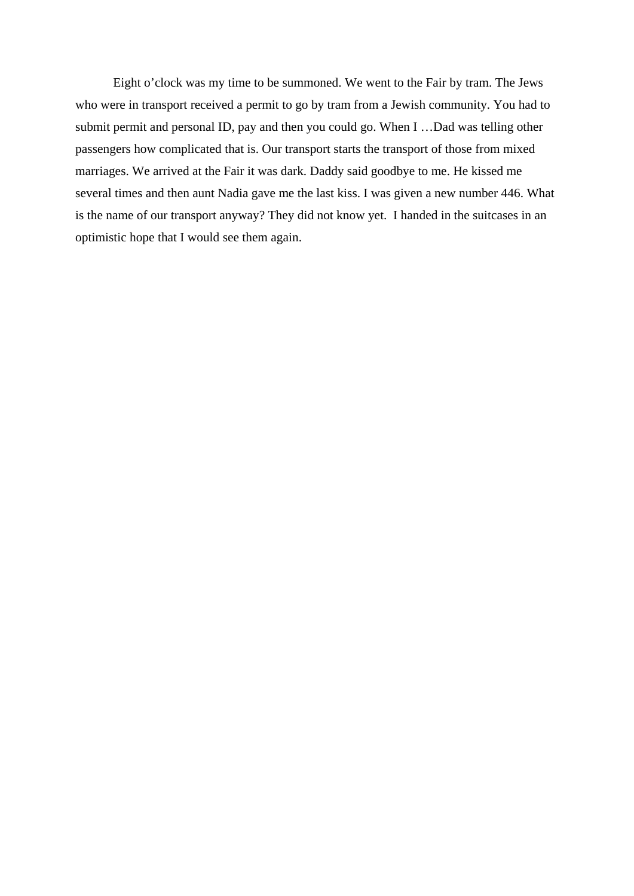Eight o'clock was my time to be summoned. We went to the Fair by tram. The Jews who were in transport received a permit to go by tram from a Jewish community. You had to submit permit and personal ID, pay and then you could go. When I …Dad was telling other passengers how complicated that is. Our transport starts the transport of those from mixed marriages. We arrived at the Fair it was dark. Daddy said goodbye to me. He kissed me several times and then aunt Nadia gave me the last kiss. I was given a new number 446. What is the name of our transport anyway? They did not know yet. I handed in the suitcases in an optimistic hope that I would see them again.